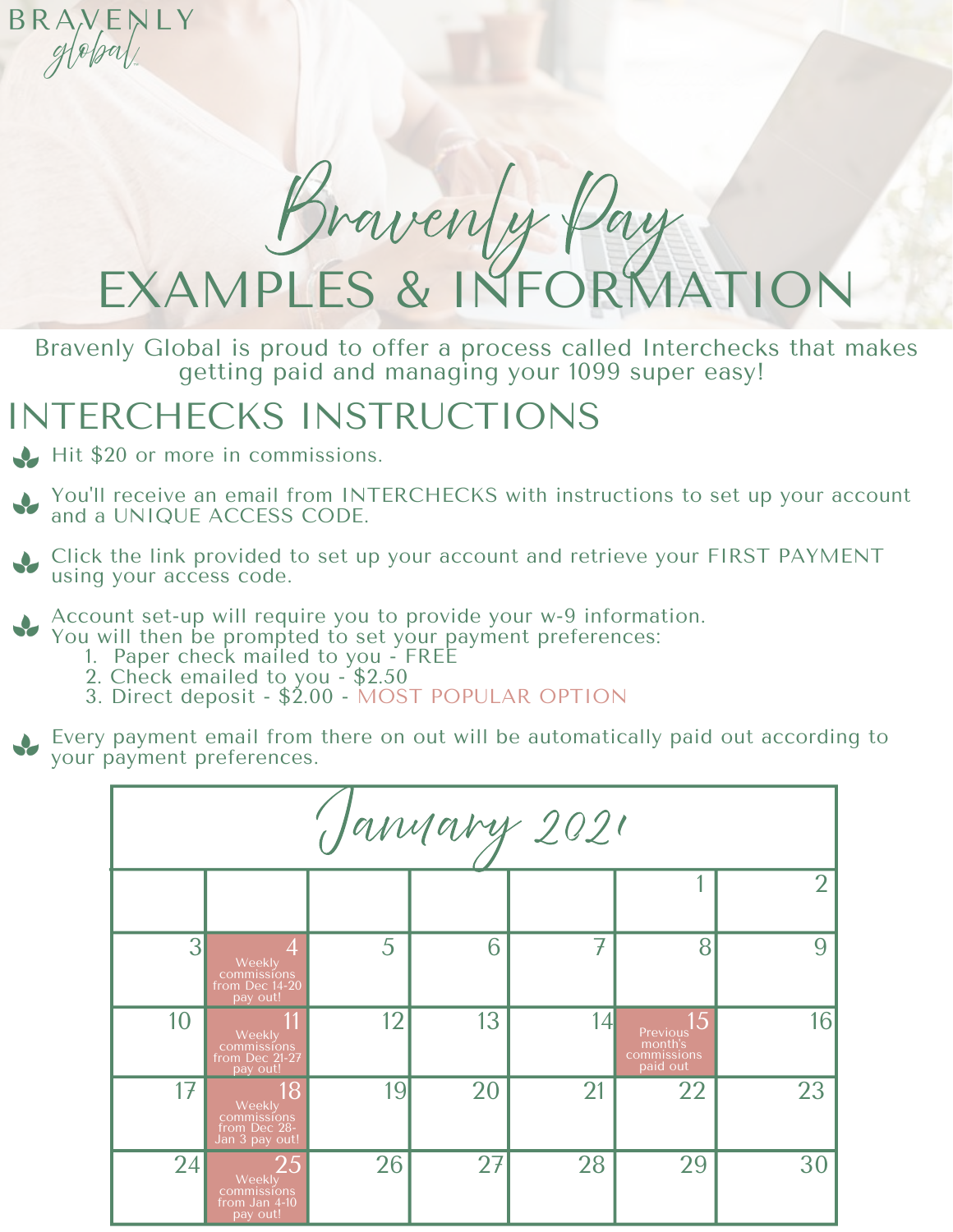BRAVENLY *global*

# Bravenly Pay
# EXAMPLES & INFORMATION

Bravently Global is proud to offer a process called Interchecks that makes getting paid and managing your 1099 super easy!

## INTERCHECKS INSTRUCTIONS

- Hit $20 or more in commissions.
- You'll receive an email from INTERCHECKS with instructions to set up your account and a UNIQUE ACCESS CODE.
- Click the link provided to set up your account and retrieve your FIRST PAYMENT using your access code.
- Account set-up will require you to provide your w-9 information. You will then be prompted to set your payment preferences:
  1. Paper check mailed to you - FREE
  2. Check emailed to you - $2.50
  3. Direct deposit - $2.00 - MOST POPULAR OPTION
- Every payment email from there on out will be automatically paid out according to your payment preferences.

| January 2021 | | | | | | |
|---|---|---|---|---|---|---|
| | | | | | 1 | 2 |
| 3 | 4 Weekly commissions from Dec 14-20 pay out! | 5 | 6 | 7 | 8 | 9 |
| 10 | 11 Weekly commissions from Dec 21-27 pay out! | 12 | 13 | 14 | 15 Previous month's commissions paid out | 16 |
| 17 | 18 Weekly commissions from Dec 28-Jan 3 pay out! | 19 | 20 | 21 | 22 | 23 |
| 24 | 25 Weekly commissions from Jan 4-10 pay out! | 26 | 27 | 28 | 29 | 30 |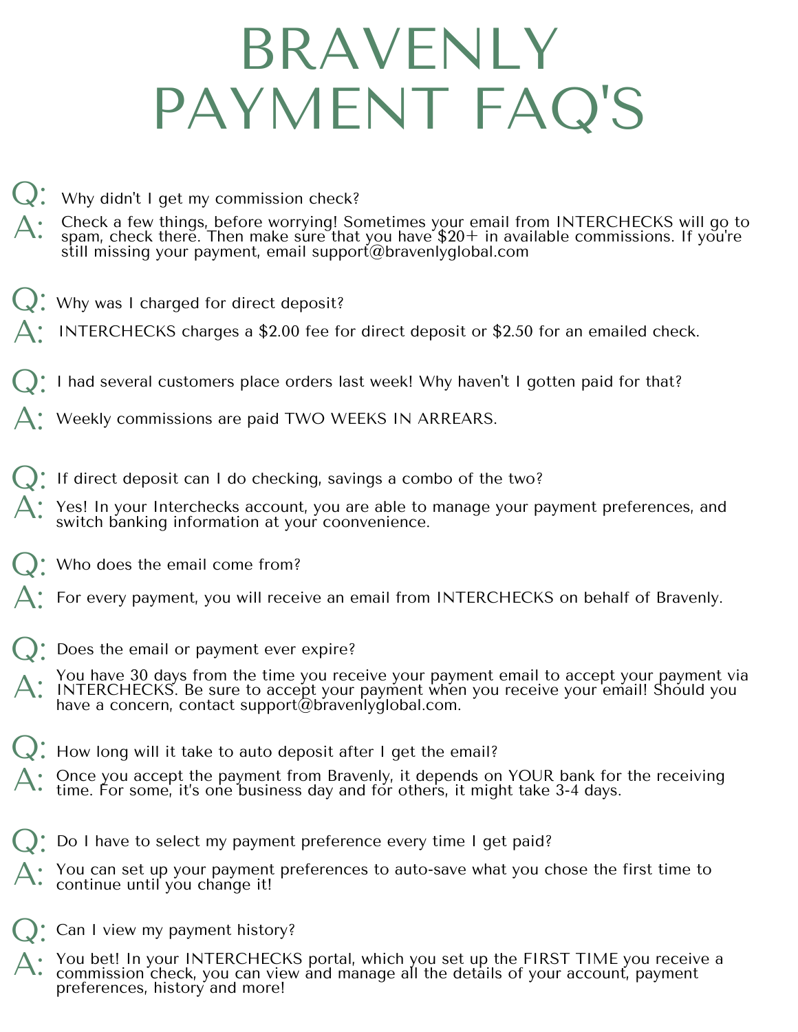# BRAVENLY PAYMENT FAQ'S

**Q:** Why didn't I get my commission check?

**A:** Check a few things, before worrying! Sometimes your email from INTERCHECKS will go to spam, check there. Then make sure that you have $20+ in available commissions. If you're still missing your payment, email support@bravenlyglobal.com

**Q:** Why was I charged for direct deposit?

**A:** INTERCHECKS charges a $2.00 fee for direct deposit or $2.50 for an emailed check.

**Q:** I had several customers place orders last week! Why haven't I gotten paid for that?

**A:** Weekly commissions are paid TWO WEEKS IN ARREARS.

**Q:** If direct deposit can I do checking, savings a combo of the two?

**A:** Yes! In your Interchecks account, you are able to manage your payment preferences, and switch banking information at your coonvenience.

**Q:** Who does the email come from?

**A:** For every payment, you will receive an email from INTERCHECKS on behalf of Bravenly.

**Q:** Does the email or payment ever expire?

**A:** You have 30 days from the time you receive your payment email to accept your payment via INTERCHECKS. Be sure to accept your payment when you receive your email! Should you have a concern, contact support@bravenlyglobal.com.

**Q:** How long will it take to auto deposit after I get the email?

**A:** Once you accept the payment from Bravenly, it depends on YOUR bank for the receiving time. For some, it's one business day and for others, it might take 3-4 days.

**Q:** Do I have to select my payment preference every time I get paid?

**A:** You can set up your payment preferences to auto-save what you chose the first time to continue until you change it!

**Q:** Can I view my payment history?

**A:** You bet! In your INTERCHECKS portal, which you set up the FIRST TIME you receive a commission check, you can view and manage all the details of your account, payment preferences, history and more!